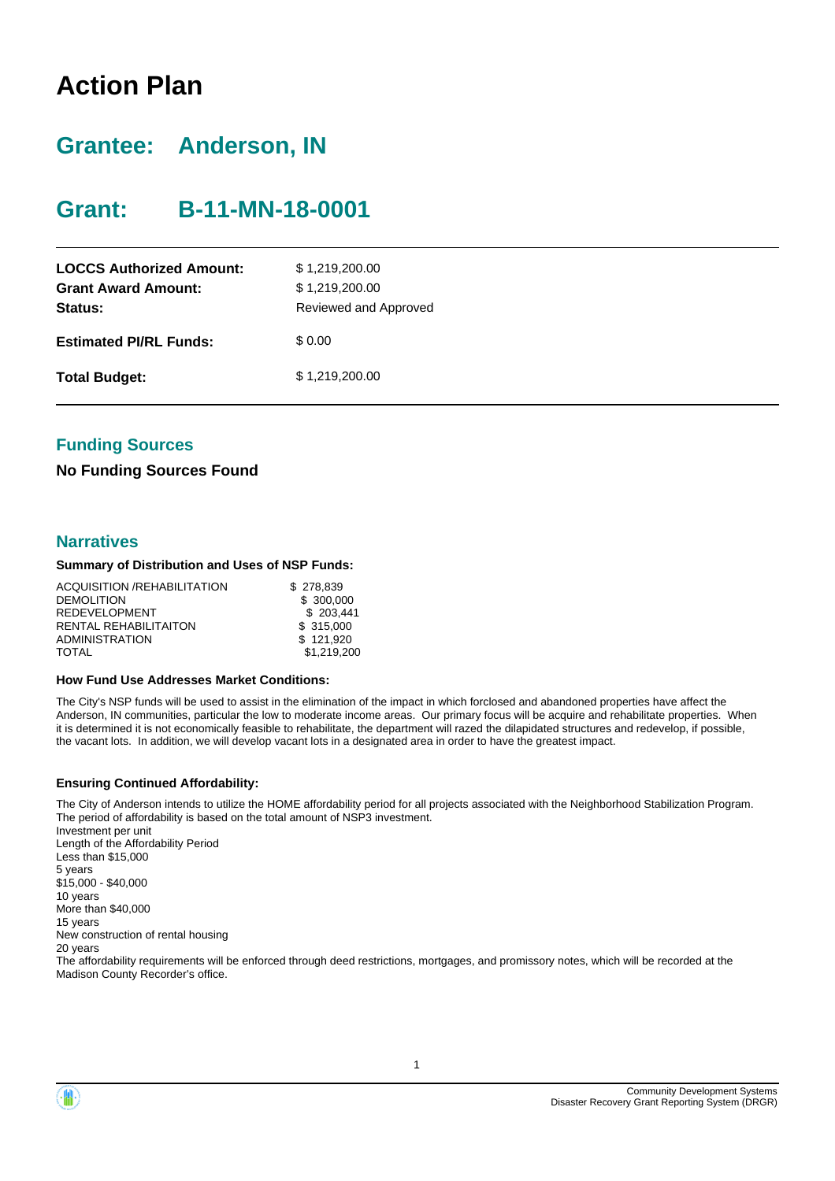# Action Plan

## Grantee: Anderson, IN

## Grant: B-11-MN-18-0001

| | |
|---|---|
| **LOCCS Authorized Amount:** | $ 1,219,200.00 |
| **Grant Award Amount:** | $ 1,219,200.00 |
| **Status:** | Reviewed and Approved |
| **Estimated PI/RL Funds:** | $ 0.00 |
| **Total Budget:** | $ 1,219,200.00 |

### Funding Sources

**No Funding Sources Found**

### Narratives

**Summary of Distribution and Uses of NSP Funds:**

| | |
|---|---|
| ACQUISITION /REHABILITATION | $ 278,839 |
| DEMOLITION | $ 300,000 |
| REDEVELOPMENT | $ 203,441 |
| RENTAL REHABILITAITON | $ 315,000 |
| ADMINISTRATION | $ 121,920 |
| TOTAL | $1,219,200 |

**How Fund Use Addresses Market Conditions:**

The City's NSP funds will be used to assist in the elimination of the impact in which forclosed and abandoned properties have affect the Anderson, IN communities, particular the low to moderate income areas. Our primary focus will be acquire and rehabilitate properties. When it is determined it is not economically feasible to rehabilitate, the department will razed the dilapidated structures and redevelop, if possible, the vacant lots. In addition, we will develop vacant lots in a designated area in order to have the greatest impact.

**Ensuring Continued Affordability:**

The City of Anderson intends to utilize the HOME affordability period for all projects associated with the Neighborhood Stabilization Program. The period of affordability is based on the total amount of NSP3 investment.
Investment per unit
Length of the Affordability Period
Less than $15,000
5 years
$15,000 - $40,000
10 years
More than $40,000
15 years
New construction of rental housing
20 years
The affordability requirements will be enforced through deed restrictions, mortgages, and promissory notes, which will be recorded at the Madison County Recorder's office.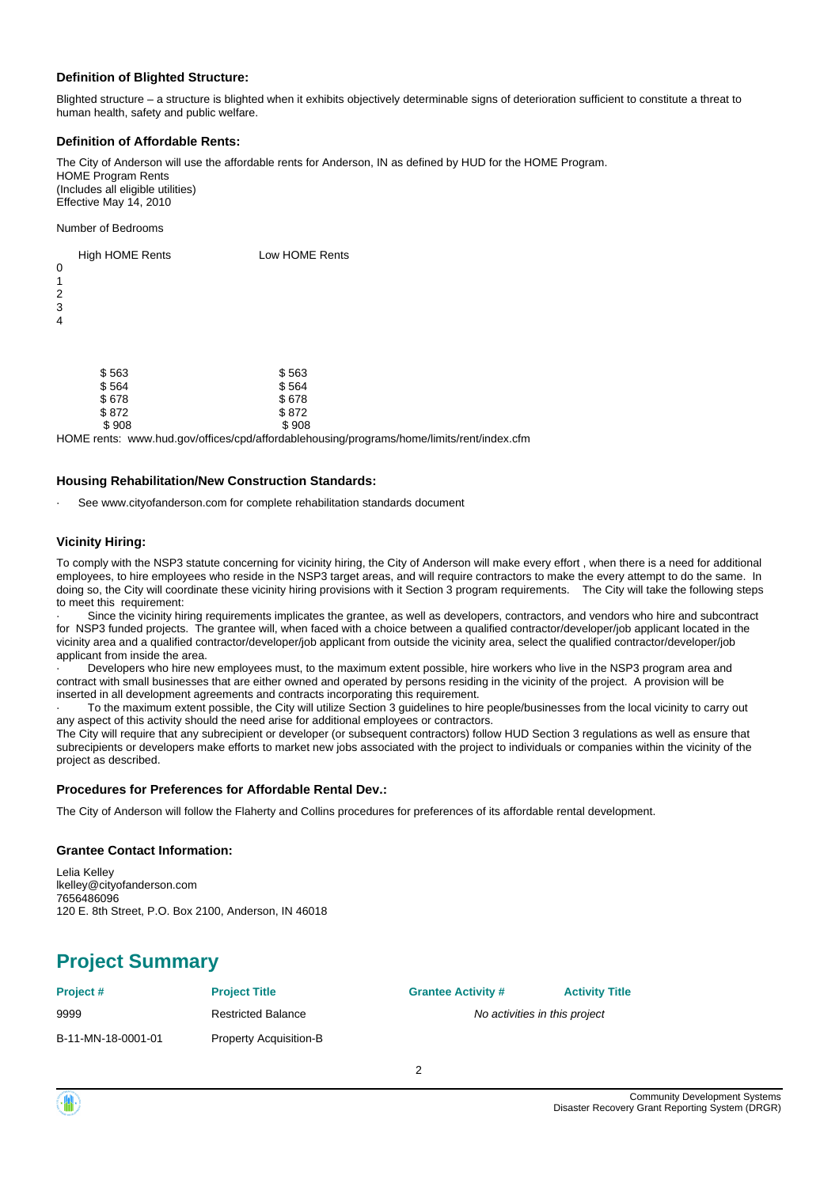### Definition of Blighted Structure:

Blighted structure – a structure is blighted when it exhibits objectively determinable signs of deterioration sufficient to constitute a threat to human health, safety and public welfare.

### Definition of Affordable Rents:

The City of Anderson will use the affordable rents for Anderson, IN as defined by HUD for the HOME Program.
HOME Program Rents
(Includes all eligible utilities)
Effective May 14, 2010

Number of Bedrooms

| Number of Bedrooms | High HOME Rents | Low HOME Rents |
|---|---|---|
| 0 | $ 563 | $ 563 |
| 1 | $ 564 | $ 564 |
| 2 | $ 678 | $ 678 |
| 3 | $ 872 | $ 872 |
| 4 | $ 908 | $ 908 |

HOME rents: www.hud.gov/offices/cpd/affordablehousing/programs/home/limits/rent/index.cfm

### Housing Rehabilitation/New Construction Standards:

· See www.cityofanderson.com for complete rehabilitation standards document

### Vicinity Hiring:

To comply with the NSP3 statute concerning for vicinity hiring, the City of Anderson will make every effort , when there is a need for additional employees, to hire employees who reside in the NSP3 target areas, and will require contractors to make the every attempt to do the same. In doing so, the City will coordinate these vicinity hiring provisions with it Section 3 program requirements. The City will take the following steps to meet this requirement:

· Since the vicinity hiring requirements implicates the grantee, as well as developers, contractors, and vendors who hire and subcontract for NSP3 funded projects. The grantee will, when faced with a choice between a qualified contractor/developer/job applicant located in the vicinity area and a qualified contractor/developer/job applicant from outside the vicinity area, select the qualified contractor/developer/job applicant from inside the area.

· Developers who hire new employees must, to the maximum extent possible, hire workers who live in the NSP3 program area and contract with small businesses that are either owned and operated by persons residing in the vicinity of the project. A provision will be inserted in all development agreements and contracts incorporating this requirement.

· To the maximum extent possible, the City will utilize Section 3 guidelines to hire people/businesses from the local vicinity to carry out any aspect of this activity should the need arise for additional employees or contractors.

The City will require that any subrecipient or developer (or subsequent contractors) follow HUD Section 3 regulations as well as ensure that subrecipients or developers make efforts to market new jobs associated with the project to individuals or companies within the vicinity of the project as described.

### Procedures for Preferences for Affordable Rental Dev.:

The City of Anderson will follow the Flaherty and Collins procedures for preferences of its affordable rental development.

### Grantee Contact Information:

Lelia Kelley
lkelley@cityofanderson.com
7656486096
120 E. 8th Street, P.O. Box 2100, Anderson, IN 46018

## Project Summary

| Project # | Project Title | Grantee Activity # | Activity Title |
|---|---|---|---|
| 9999 | Restricted Balance | *No activities in this project* | |
| B-11-MN-18-0001-01 | Property Acquisition-B | | |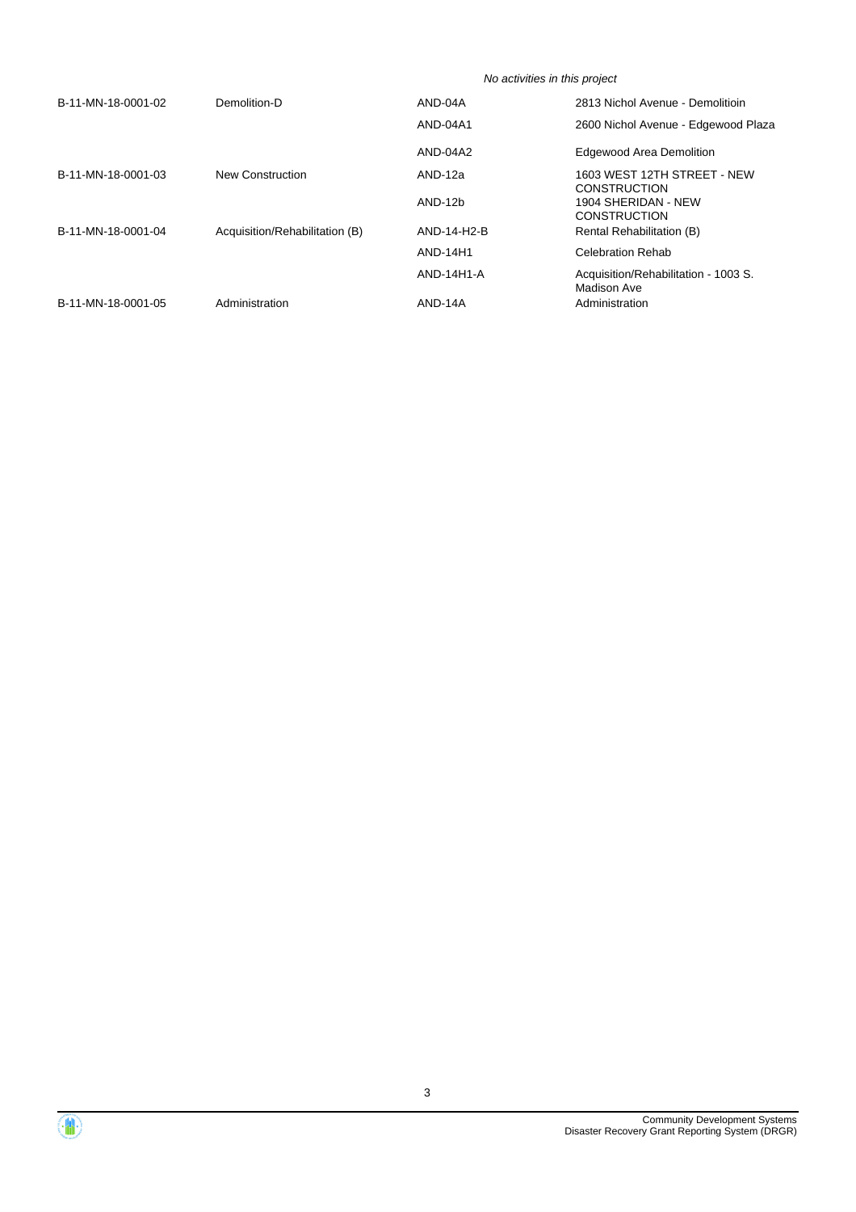*No activities in this project*

| | | | |
|---|---|---|---|
| B-11-MN-18-0001-02 | Demolition-D | AND-04A | 2813 Nichol Avenue - Demolitioin |
| | | AND-04A1 | 2600 Nichol Avenue - Edgewood Plaza |
| | | AND-04A2 | Edgewood Area Demolition |
| B-11-MN-18-0001-03 | New Construction | AND-12a | 1603 WEST 12TH STREET - NEW CONSTRUCTION |
| | | AND-12b | 1904 SHERIDAN - NEW CONSTRUCTION |
| B-11-MN-18-0001-04 | Acquisition/Rehabilitation (B) | AND-14-H2-B | Rental Rehabilitation (B) |
| | | AND-14H1 | Celebration Rehab |
| | | AND-14H1-A | Acquisition/Rehabilitation - 1003 S. Madison Ave |
| B-11-MN-18-0001-05 | Administration | AND-14A | Administration |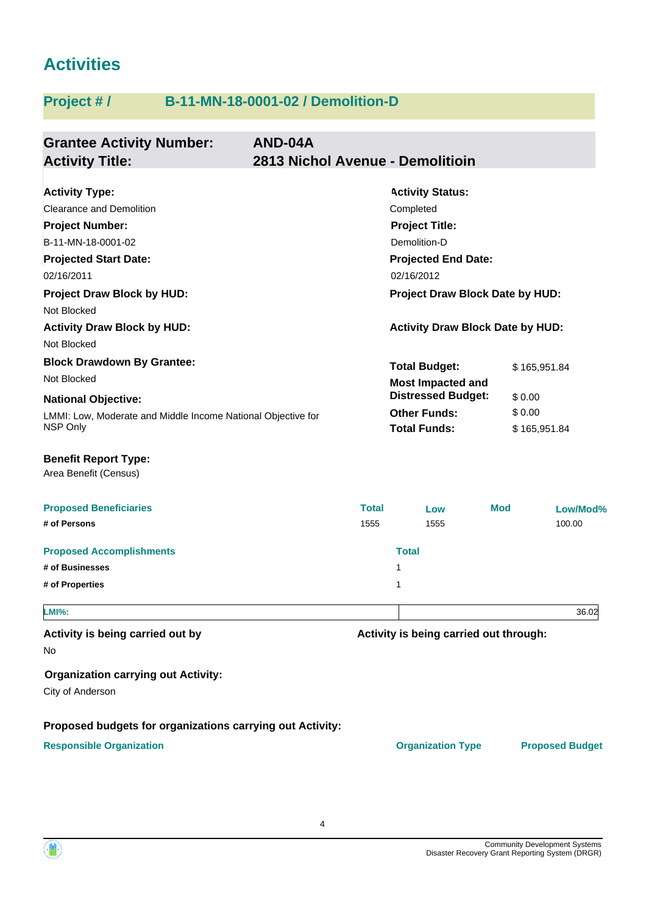# Activities

## Project # / B-11-MN-18-0001-02 / Demolition-D

**Grantee Activity Number:** AND-04A
**Activity Title:** 2813 Nichol Avenue - Demolitioin

**Activity Type:**
Clearance and Demolition

**Activity Status:**
Completed

**Project Number:**
B-11-MN-18-0001-02

**Project Title:**
Demolition-D

**Projected Start Date:**
02/16/2011

**Projected End Date:**
02/16/2012

**Project Draw Block by HUD:**
Not Blocked

**Project Draw Block Date by HUD:**

**Activity Draw Block by HUD:**
Not Blocked

**Activity Draw Block Date by HUD:**

**Block Drawdown By Grantee:**
Not Blocked

**National Objective:**
LMMI: Low, Moderate and Middle Income National Objective for NSP Only

| | |
|---|---|
| **Total Budget:** | $ 165,951.84 |
| **Most Impacted and Distressed Budget:** | $ 0.00 |
| **Other Funds:** | $ 0.00 |
| **Total Funds:** | $ 165,951.84 |

**Benefit Report Type:**
Area Benefit (Census)

| Proposed Beneficiaries | Total | Low | Mod | Low/Mod% |
|---|---|---|---|---|
| # of Persons | 1555 | 1555 | | 100.00 |

| Proposed Accomplishments | Total |
|---|---|
| # of Businesses | 1 |
| # of Properties | 1 |

| LMI%: | 36.02 |
|---|---|

**Activity is being carried out by**
No

**Activity is being carried out through:**

**Organization carrying out Activity:**
City of Anderson

**Proposed budgets for organizations carrying out Activity:**

| Responsible Organization | Organization Type | Proposed Budget |
|---|---|---|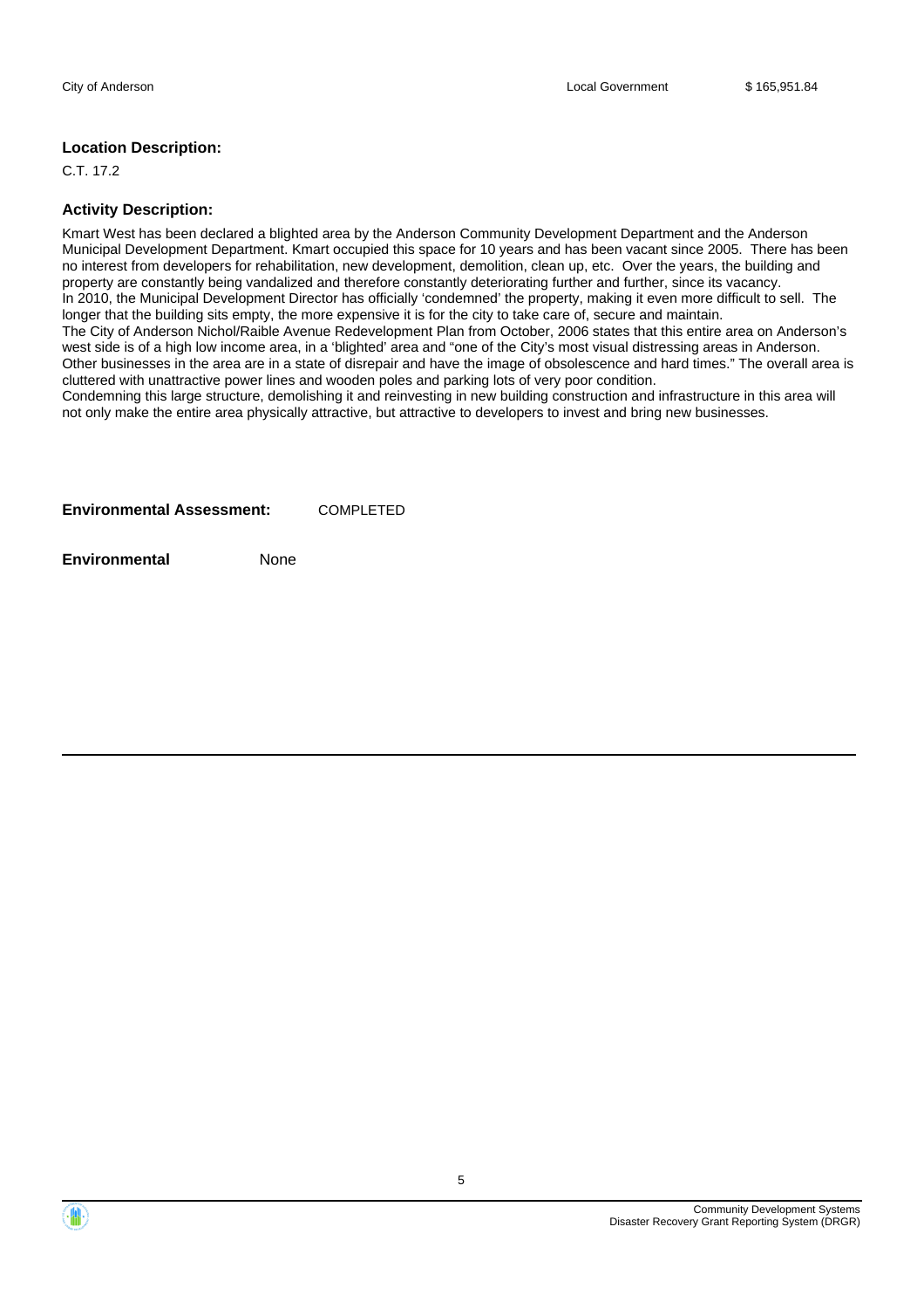| City of Anderson | Local Government | $ 165,951.84 |
|---|---|---|

**Location Description:**

C.T. 17.2

**Activity Description:**

Kmart West has been declared a blighted area by the Anderson Community Development Department and the Anderson Municipal Development Department. Kmart occupied this space for 10 years and has been vacant since 2005. There has been no interest from developers for rehabilitation, new development, demolition, clean up, etc. Over the years, the building and property are constantly being vandalized and therefore constantly deteriorating further and further, since its vacancy.
In 2010, the Municipal Development Director has officially 'condemned' the property, making it even more difficult to sell. The longer that the building sits empty, the more expensive it is for the city to take care of, secure and maintain.
The City of Anderson Nichol/Raible Avenue Redevelopment Plan from October, 2006 states that this entire area on Anderson's west side is of a high low income area, in a 'blighted' area and "one of the City's most visual distressing areas in Anderson. Other businesses in the area are in a state of disrepair and have the image of obsolescence and hard times." The overall area is cluttered with unattractive power lines and wooden poles and parking lots of very poor condition.
Condemning this large structure, demolishing it and reinvesting in new building construction and infrastructure in this area will not only make the entire area physically attractive, but attractive to developers to invest and bring new businesses.

**Environmental Assessment:** COMPLETED

**Environmental** None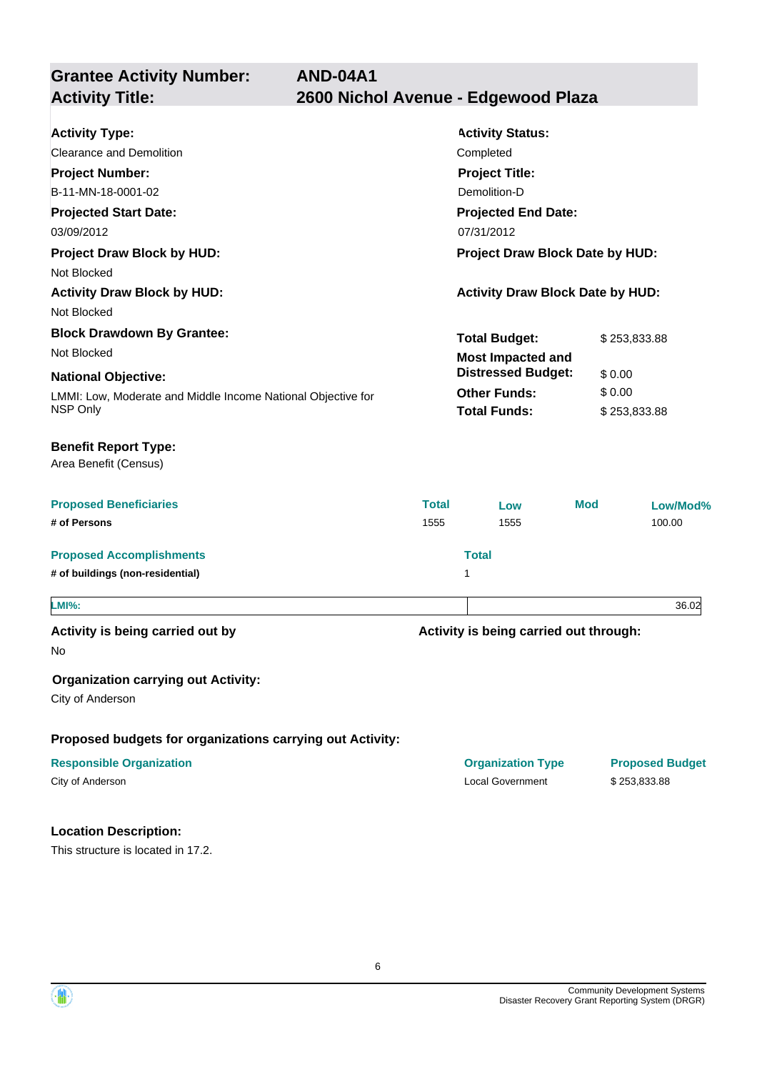## Grantee Activity Number: AND-04A1
## Activity Title: 2600 Nichol Avenue - Edgewood Plaza

**Activity Type:**
Clearance and Demolition

**Activity Status:**
Completed

**Project Number:**
B-11-MN-18-0001-02

**Project Title:**
Demolition-D

**Projected Start Date:**
03/09/2012

**Projected End Date:**
07/31/2012

**Project Draw Block by HUD:**
Not Blocked

**Project Draw Block Date by HUD:**

**Activity Draw Block by HUD:**
Not Blocked

**Activity Draw Block Date by HUD:**

**Block Drawdown By Grantee:**
Not Blocked

**National Objective:**
LMMI: Low, Moderate and Middle Income National Objective for NSP Only

| | |
|---|---|
| **Total Budget:** | $ 253,833.88 |
| **Most Impacted and Distressed Budget:** | $ 0.00 |
| **Other Funds:** | $ 0.00 |
| **Total Funds:** | $ 253,833.88 |

**Benefit Report Type:**
Area Benefit (Census)

| Proposed Beneficiaries | Total | Low | Mod | Low/Mod% |
|---|---|---|---|---|
| # of Persons | 1555 | 1555 | | 100.00 |

| Proposed Accomplishments | Total |
|---|---|
| # of buildings (non-residential) | 1 |

| LMI%: | 36.02 |
|---|---|

**Activity is being carried out by**
No

**Activity is being carried out through:**

**Organization carrying out Activity:**
City of Anderson

**Proposed budgets for organizations carrying out Activity:**

| Responsible Organization | Organization Type | Proposed Budget |
|---|---|---|
| City of Anderson | Local Government | $ 253,833.88 |

**Location Description:**
This structure is located in 17.2.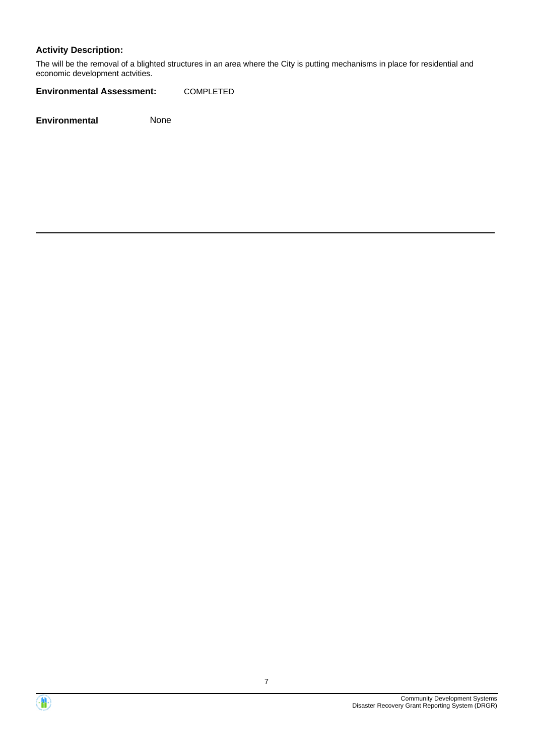**Activity Description:**

The will be the removal of a blighted structures in an area where the City is putting mechanisms in place for residential and economic development actvities.

**Environmental Assessment:** COMPLETED

**Environmental** None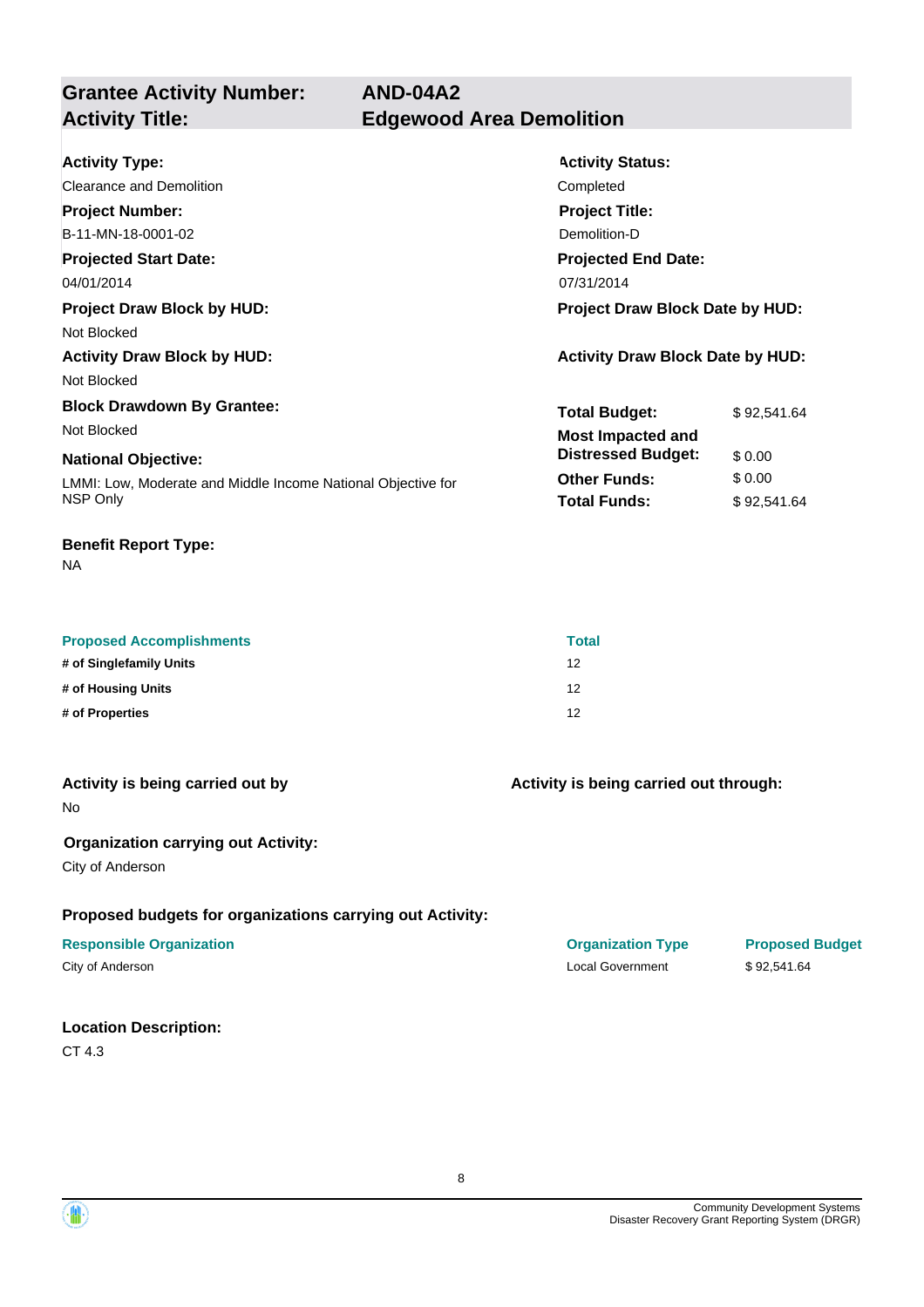## Grantee Activity Number: AND-04A2
## Activity Title: Edgewood Area Demolition

**Activity Type:**
Clearance and Demolition

**Activity Status:**
Completed

**Project Number:**
B-11-MN-18-0001-02

**Project Title:**
Demolition-D

**Projected Start Date:**
04/01/2014

**Projected End Date:**
07/31/2014

**Project Draw Block by HUD:**
Not Blocked

**Project Draw Block Date by HUD:**

**Activity Draw Block by HUD:**
Not Blocked

**Activity Draw Block Date by HUD:**

**Block Drawdown By Grantee:**
Not Blocked

**National Objective:**
LMMI: Low, Moderate and Middle Income National Objective for NSP Only

| | |
|---|---|
| **Total Budget:** | $ 92,541.64 |
| **Most Impacted and Distressed Budget:** | $ 0.00 |
| **Other Funds:** | $ 0.00 |
| **Total Funds:** | $ 92,541.64 |

**Benefit Report Type:**
NA

| Proposed Accomplishments | Total |
|---|---|
| **# of Singlefamily Units** | 12 |
| **# of Housing Units** | 12 |
| **# of Properties** | 12 |

**Activity is being carried out by**
No

**Activity is being carried out through:**

**Organization carrying out Activity:**
City of Anderson

**Proposed budgets for organizations carrying out Activity:**

| Responsible Organization | Organization Type | Proposed Budget |
|---|---|---|
| City of Anderson | Local Government | $ 92,541.64 |

**Location Description:**
CT 4.3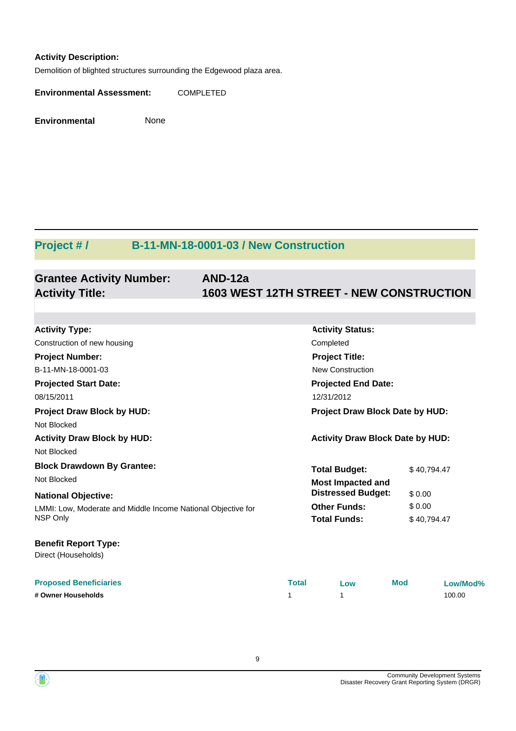**Activity Description:**

Demolition of blighted structures surrounding the Edgewood plaza area.

**Environmental Assessment:** COMPLETED

**Environmental** None

## Project # / B-11-MN-18-0001-03 / New Construction

### Grantee Activity Number: AND-12a
### Activity Title: 1603 WEST 12TH STREET - NEW CONSTRUCTION

**Activity Type:**
Construction of new housing

**Activity Status:**
Completed

**Project Number:**
B-11-MN-18-0001-03

**Project Title:**
New Construction

**Projected Start Date:**
08/15/2011

**Projected End Date:**
12/31/2012

**Project Draw Block by HUD:**
Not Blocked

**Project Draw Block Date by HUD:**

**Activity Draw Block by HUD:**
Not Blocked

**Activity Draw Block Date by HUD:**

**Block Drawdown By Grantee:**
Not Blocked

**National Objective:**
LMMI: Low, Moderate and Middle Income National Objective for NSP Only

| | |
|---|---|
| **Total Budget:** | $ 40,794.47 |
| **Most Impacted and Distressed Budget:** | $ 0.00 |
| **Other Funds:** | $ 0.00 |
| **Total Funds:** | $ 40,794.47 |

**Benefit Report Type:**
Direct (Households)

| Proposed Beneficiaries | Total | Low | Mod | Low/Mod% |
|---|---|---|---|---|
| **# Owner Households** | 1 | 1 | | 100.00 |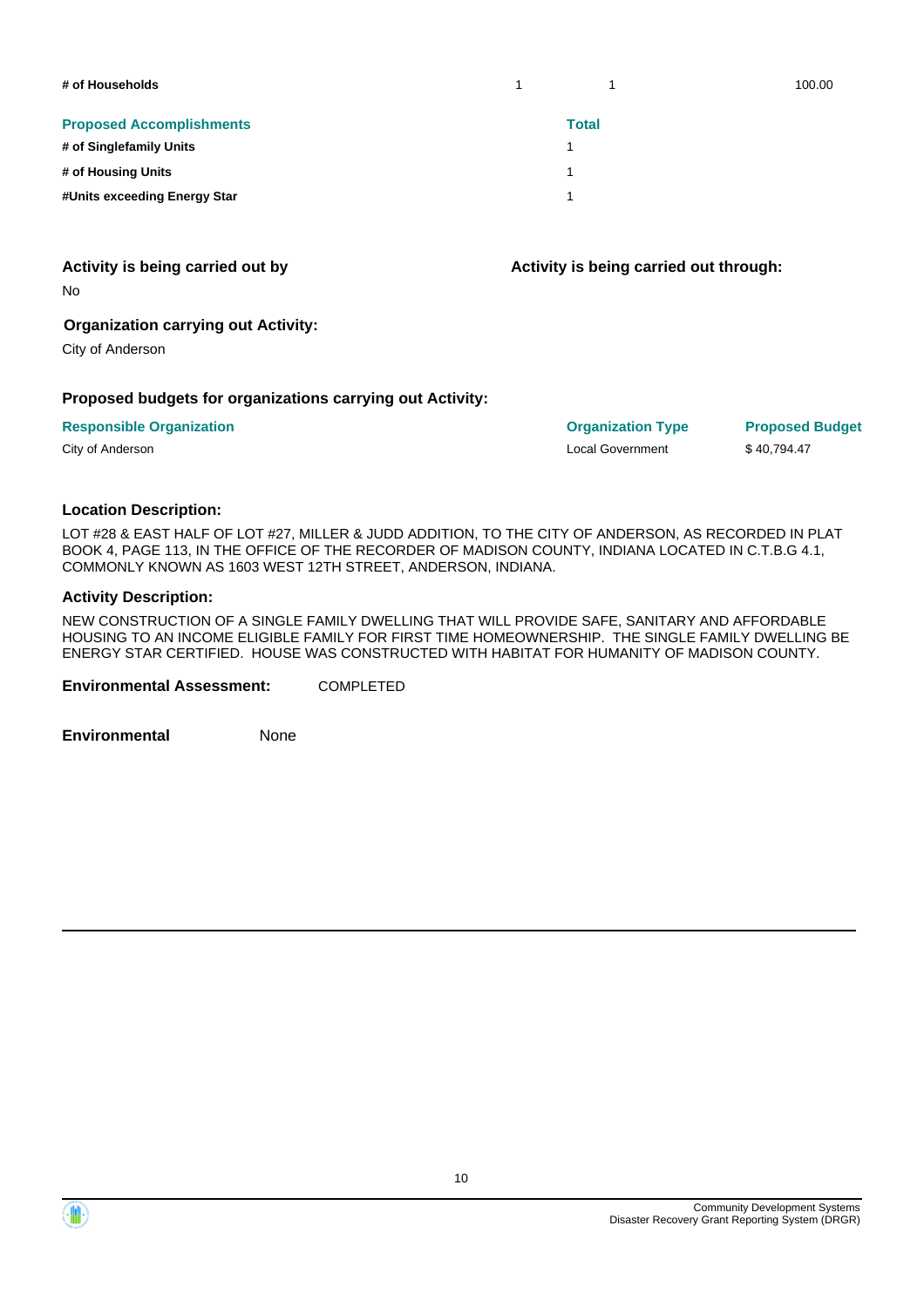| # of Households | 1 | 1 | 100.00 |
| --- | --- | --- | --- |

| Proposed Accomplishments | Total |
| --- | --- |
| # of Singlefamily Units | 1 |
| # of Housing Units | 1 |
| #Units exceeding Energy Star | 1 |

**Activity is being carried out by**

No

**Activity is being carried out through:**

**Organization carrying out Activity:**

City of Anderson

**Proposed budgets for organizations carrying out Activity:**

| Responsible Organization | Organization Type | Proposed Budget |
| --- | --- | --- |
| City of Anderson | Local Government | $ 40,794.47 |

**Location Description:**

LOT #28 & EAST HALF OF LOT #27, MILLER & JUDD ADDITION, TO THE CITY OF ANDERSON, AS RECORDED IN PLAT BOOK 4, PAGE 113, IN THE OFFICE OF THE RECORDER OF MADISON COUNTY, INDIANA LOCATED IN C.T.B.G 4.1, COMMONLY KNOWN AS 1603 WEST 12TH STREET, ANDERSON, INDIANA.

**Activity Description:**

NEW CONSTRUCTION OF A SINGLE FAMILY DWELLING THAT WILL PROVIDE SAFE, SANITARY AND AFFORDABLE HOUSING TO AN INCOME ELIGIBLE FAMILY FOR FIRST TIME HOMEOWNERSHIP. THE SINGLE FAMILY DWELLING BE ENERGY STAR CERTIFIED. HOUSE WAS CONSTRUCTED WITH HABITAT FOR HUMANITY OF MADISON COUNTY.

**Environmental Assessment:** COMPLETED

**Environmental** None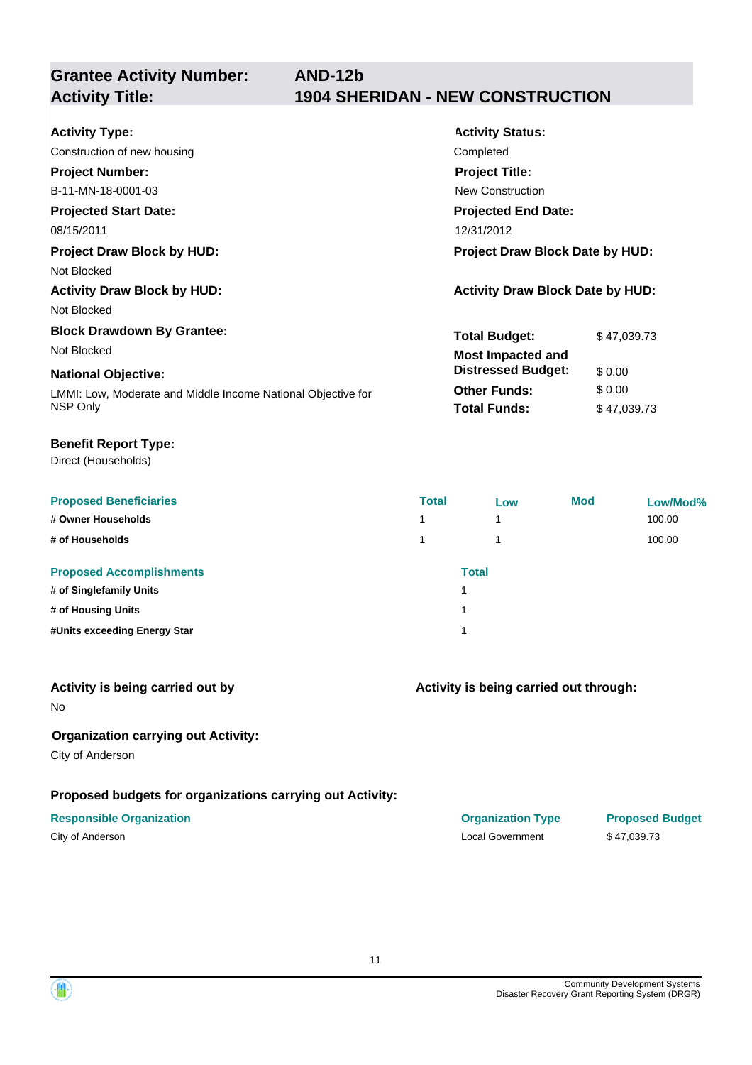## Grantee Activity Number: AND-12b
## Activity Title: 1904 SHERIDAN - NEW CONSTRUCTION

**Activity Type:**
Construction of new housing

**Activity Status:**
Completed

**Project Number:**
B-11-MN-18-0001-03

**Project Title:**
New Construction

**Projected Start Date:**
08/15/2011

**Projected End Date:**
12/31/2012

**Project Draw Block by HUD:**
Not Blocked

**Project Draw Block Date by HUD:**

**Activity Draw Block by HUD:**
Not Blocked

**Activity Draw Block Date by HUD:**

**Block Drawdown By Grantee:**
Not Blocked

**National Objective:**
LMMI: Low, Moderate and Middle Income National Objective for NSP Only

| | |
|---|---|
| **Total Budget:** | $ 47,039.73 |
| **Most Impacted and Distressed Budget:** | $ 0.00 |
| **Other Funds:** | $ 0.00 |
| **Total Funds:** | $ 47,039.73 |

**Benefit Report Type:**
Direct (Households)

| Proposed Beneficiaries | Total | Low | Mod | Low/Mod% |
|---|---|---|---|---|
| # Owner Households | 1 | 1 | | 100.00 |
| # of Households | 1 | 1 | | 100.00 |

| Proposed Accomplishments | Total |
|---|---|
| # of Singlefamily Units | 1 |
| # of Housing Units | 1 |
| #Units exceeding Energy Star | 1 |

**Activity is being carried out by**
No

**Activity is being carried out through:**

**Organization carrying out Activity:**
City of Anderson

**Proposed budgets for organizations carrying out Activity:**

| Responsible Organization | Organization Type | Proposed Budget |
|---|---|---|
| City of Anderson | Local Government | $ 47,039.73 |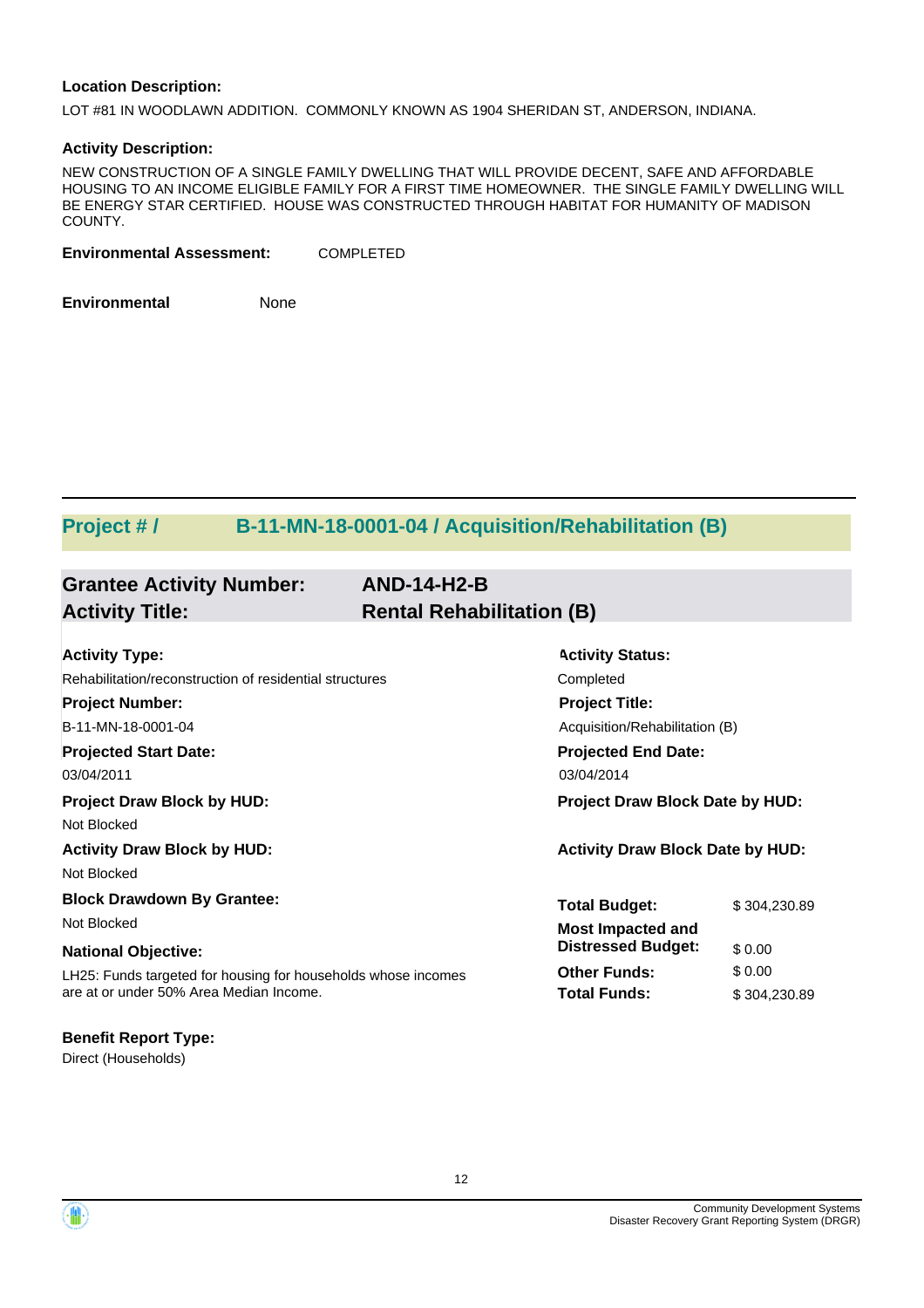**Location Description:**

LOT #81 IN WOODLAWN ADDITION. COMMONLY KNOWN AS 1904 SHERIDAN ST, ANDERSON, INDIANA.

**Activity Description:**

NEW CONSTRUCTION OF A SINGLE FAMILY DWELLING THAT WILL PROVIDE DECENT, SAFE AND AFFORDABLE HOUSING TO AN INCOME ELIGIBLE FAMILY FOR A FIRST TIME HOMEOWNER. THE SINGLE FAMILY DWELLING WILL BE ENERGY STAR CERTIFIED. HOUSE WAS CONSTRUCTED THROUGH HABITAT FOR HUMANITY OF MADISON COUNTY.

**Environmental Assessment:** COMPLETED

**Environmental** None

## Project # / B-11-MN-18-0001-04 / Acquisition/Rehabilitation (B)

### Grantee Activity Number: AND-14-H2-B
### Activity Title: Rental Rehabilitation (B)

**Activity Type:**
Rehabilitation/reconstruction of residential structures

**Activity Status:**
Completed

**Project Number:**
B-11-MN-18-0001-04

**Project Title:**
Acquisition/Rehabilitation (B)

**Projected Start Date:**
03/04/2011

**Projected End Date:**
03/04/2014

**Project Draw Block by HUD:**
Not Blocked

**Project Draw Block Date by HUD:**

**Activity Draw Block by HUD:**
Not Blocked

**Activity Draw Block Date by HUD:**

**Block Drawdown By Grantee:**
Not Blocked

**National Objective:**
LH25: Funds targeted for housing for households whose incomes are at or under 50% Area Median Income.

| | |
|---|---|
| **Total Budget:** | $ 304,230.89 |
| **Most Impacted and Distressed Budget:** | $ 0.00 |
| **Other Funds:** | $ 0.00 |
| **Total Funds:** | $ 304,230.89 |

**Benefit Report Type:**
Direct (Households)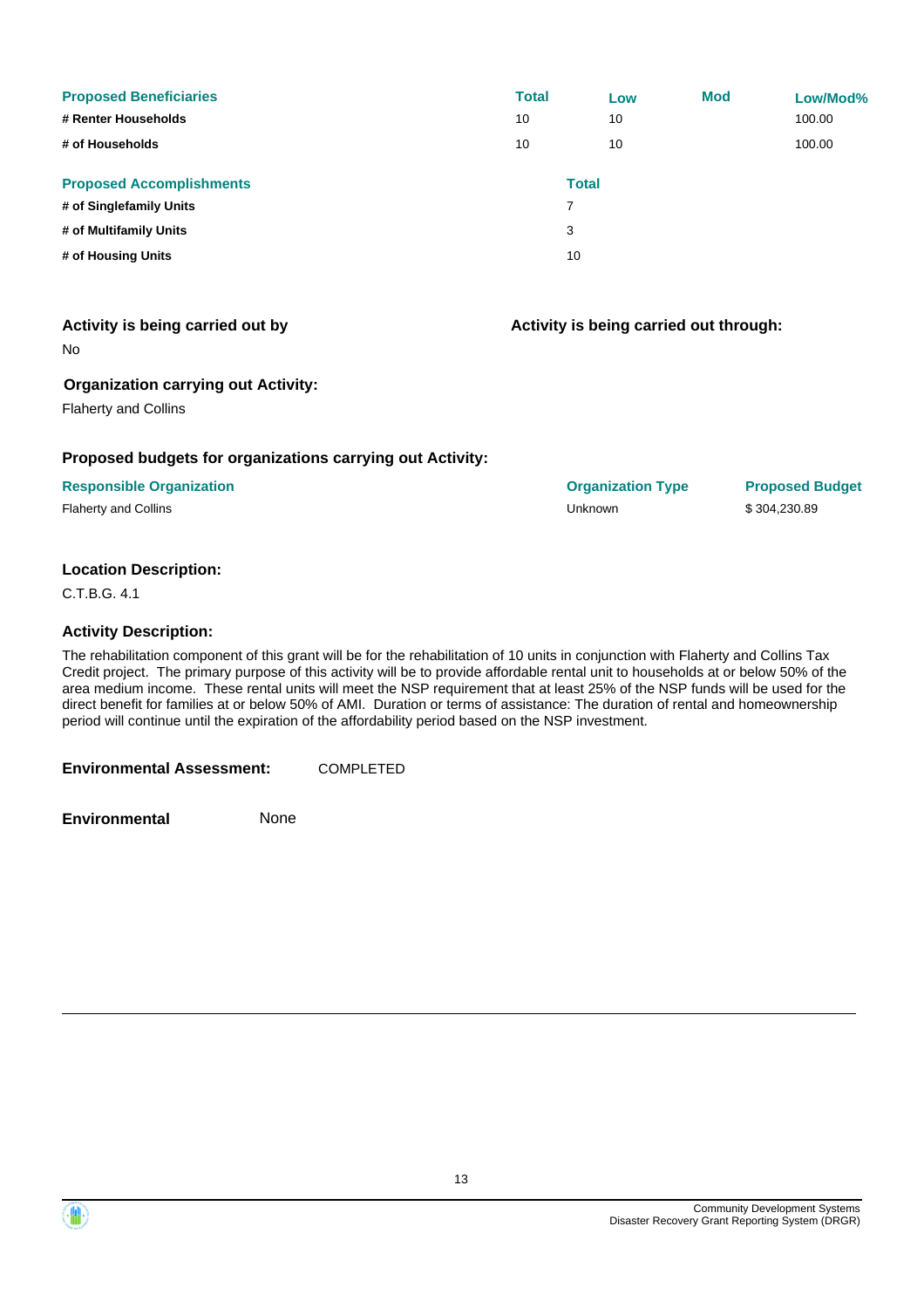| Proposed Beneficiaries | Total | Low | Mod | Low/Mod% |
|---|---|---|---|---|
| # Renter Households | 10 | 10 | | 100.00 |
| # of Households | 10 | 10 | | 100.00 |

| Proposed Accomplishments | Total |
|---|---|
| # of Singlefamily Units | 7 |
| # of Multifamily Units | 3 |
| # of Housing Units | 10 |

**Activity is being carried out by**

No

**Activity is being carried out through:**

**Organization carrying out Activity:**

Flaherty and Collins

**Proposed budgets for organizations carrying out Activity:**

| Responsible Organization | Organization Type | Proposed Budget |
|---|---|---|
| Flaherty and Collins | Unknown | $ 304,230.89 |

**Location Description:**

C.T.B.G. 4.1

**Activity Description:**

The rehabilitation component of this grant will be for the rehabilitation of 10 units in conjunction with Flaherty and Collins Tax Credit project. The primary purpose of this activity will be to provide affordable rental unit to households at or below 50% of the area medium income. These rental units will meet the NSP requirement that at least 25% of the NSP funds will be used for the direct benefit for families at or below 50% of AMI. Duration or terms of assistance: The duration of rental and homeownership period will continue until the expiration of the affordability period based on the NSP investment.

**Environmental Assessment:** COMPLETED

**Environmental** None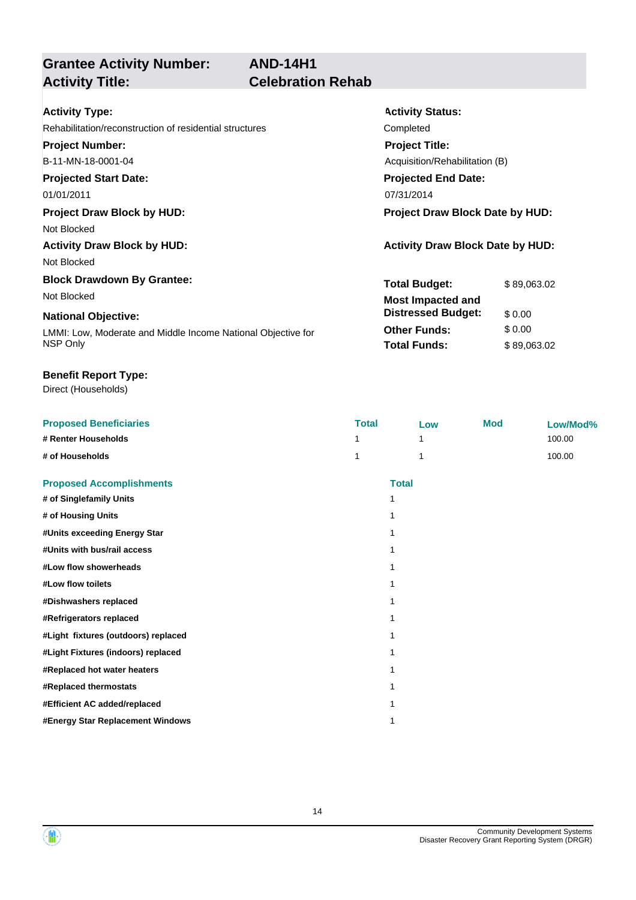## Grantee Activity Number: AND-14H1
## Activity Title: Celebration Rehab

**Activity Type:**
Rehabilitation/reconstruction of residential structures

**Activity Status:**
Completed

**Project Number:**
B-11-MN-18-0001-04

**Project Title:**
Acquisition/Rehabilitation (B)

**Projected Start Date:**
01/01/2011

**Projected End Date:**
07/31/2014

**Project Draw Block by HUD:**
Not Blocked

**Project Draw Block Date by HUD:**

**Activity Draw Block by HUD:**
Not Blocked

**Activity Draw Block Date by HUD:**

**Block Drawdown By Grantee:**
Not Blocked

**National Objective:**
LMMI: Low, Moderate and Middle Income National Objective for NSP Only

| | |
|---|---|
| **Total Budget:** | $ 89,063.02 |
| **Most Impacted and Distressed Budget:** | $ 0.00 |
| **Other Funds:** | $ 0.00 |
| **Total Funds:** | $ 89,063.02 |

**Benefit Report Type:**
Direct (Households)

| Proposed Beneficiaries | Total | Low | Mod | Low/Mod% |
|---|---|---|---|---|
| # Renter Households | 1 | 1 | | 100.00 |
| # of Households | 1 | 1 | | 100.00 |

| Proposed Accomplishments | Total |
|---|---|
| # of Singlefamily Units | 1 |
| # of Housing Units | 1 |
| #Units exceeding Energy Star | 1 |
| #Units with bus/rail access | 1 |
| #Low flow showerheads | 1 |
| #Low flow toilets | 1 |
| #Dishwashers replaced | 1 |
| #Refrigerators replaced | 1 |
| #Light fixtures (outdoors) replaced | 1 |
| #Light Fixtures (indoors) replaced | 1 |
| #Replaced hot water heaters | 1 |
| #Replaced thermostats | 1 |
| #Efficient AC added/replaced | 1 |
| #Energy Star Replacement Windows | 1 |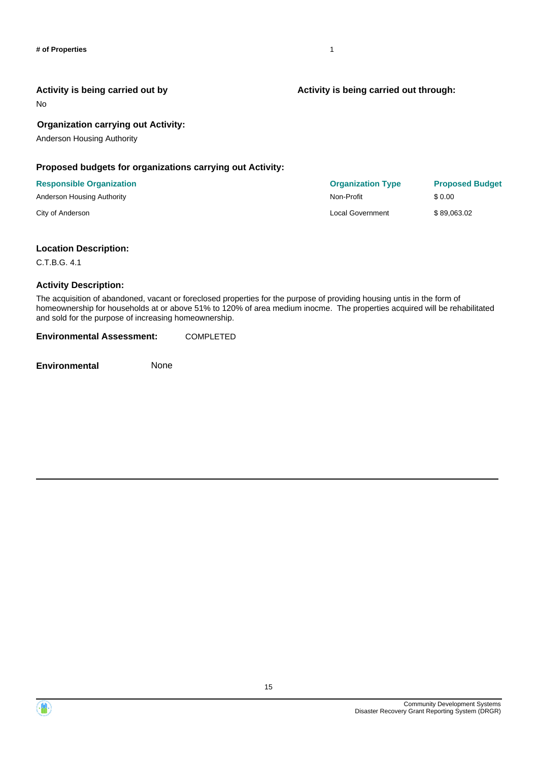**# of Properties** 1

**Activity is being carried out by**

No

**Activity is being carried out through:**

**Organization carrying out Activity:**

Anderson Housing Authority

**Proposed budgets for organizations carrying out Activity:**

| Responsible Organization | Organization Type | Proposed Budget |
|---|---|---|
| Anderson Housing Authority | Non-Profit | $ 0.00 |
| City of Anderson | Local Government | $ 89,063.02 |

**Location Description:**

C.T.B.G. 4.1

**Activity Description:**

The acquisition of abandoned, vacant or foreclosed properties for the purpose of providing housing untis in the form of homeownership for households at or above 51% to 120% of area medium inocme. The properties acquired will be rehabilitated and sold for the purpose of increasing homeownership.

**Environmental Assessment:** COMPLETED

**Environmental** None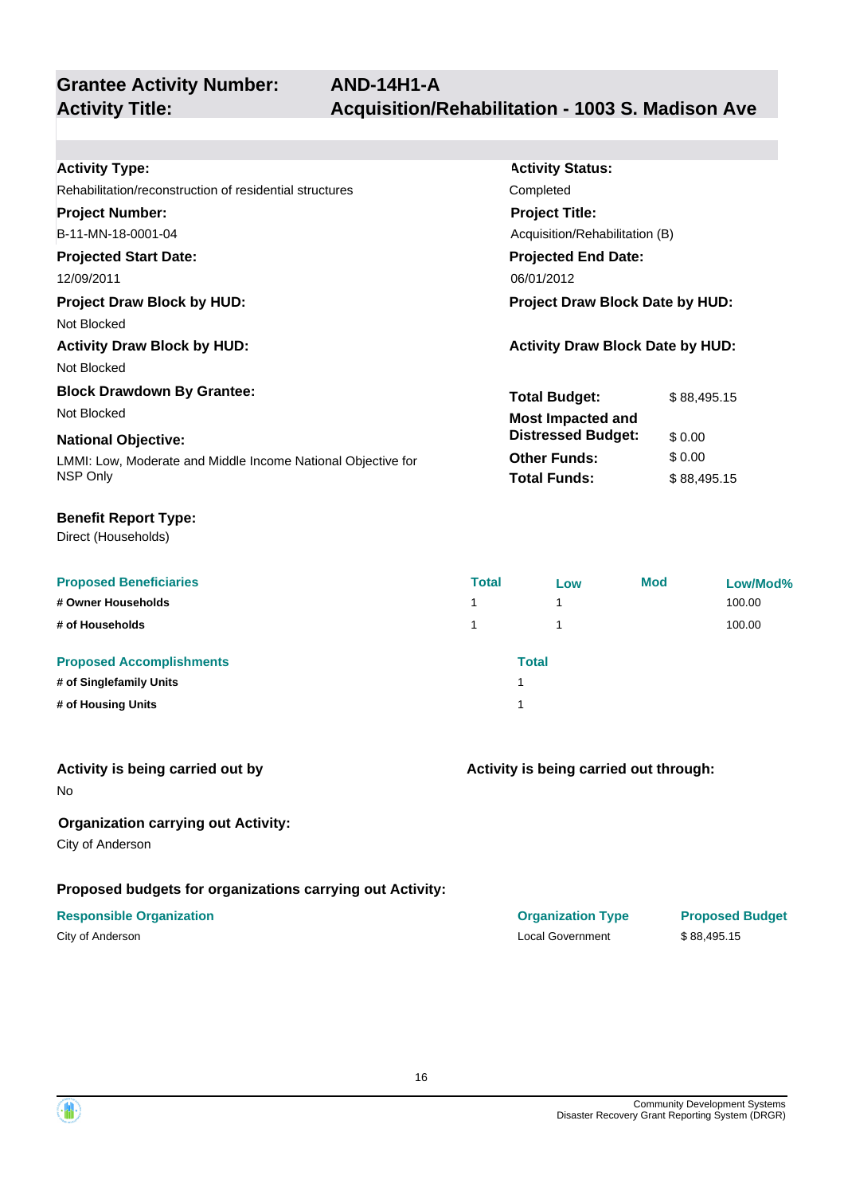## Grantee Activity Number: AND-14H1-A
## Activity Title: Acquisition/Rehabilitation - 1003 S. Madison Ave

**Activity Type:**
Rehabilitation/reconstruction of residential structures

**Activity Status:**
Completed

**Project Number:**
B-11-MN-18-0001-04

**Project Title:**
Acquisition/Rehabilitation (B)

**Projected Start Date:**
12/09/2011

**Projected End Date:**
06/01/2012

**Project Draw Block by HUD:**
Not Blocked

**Project Draw Block Date by HUD:**

**Activity Draw Block by HUD:**
Not Blocked

**Activity Draw Block Date by HUD:**

**Block Drawdown By Grantee:**
Not Blocked

**National Objective:**
LMMI: Low, Moderate and Middle Income National Objective for NSP Only

| | |
|---|---|
| **Total Budget:** | $ 88,495.15 |
| **Most Impacted and Distressed Budget:** | $ 0.00 |
| **Other Funds:** | $ 0.00 |
| **Total Funds:** | $ 88,495.15 |

**Benefit Report Type:**
Direct (Households)

| Proposed Beneficiaries | Total | Low | Mod | Low/Mod% |
|---|---|---|---|---|
| # Owner Households | 1 | 1 | | 100.00 |
| # of Households | 1 | 1 | | 100.00 |

| Proposed Accomplishments | Total |
|---|---|
| # of Singlefamily Units | 1 |
| # of Housing Units | 1 |

**Activity is being carried out by**
No

**Activity is being carried out through:**

**Organization carrying out Activity:**
City of Anderson

**Proposed budgets for organizations carrying out Activity:**

| Responsible Organization | Organization Type | Proposed Budget |
|---|---|---|
| City of Anderson | Local Government | $ 88,495.15 |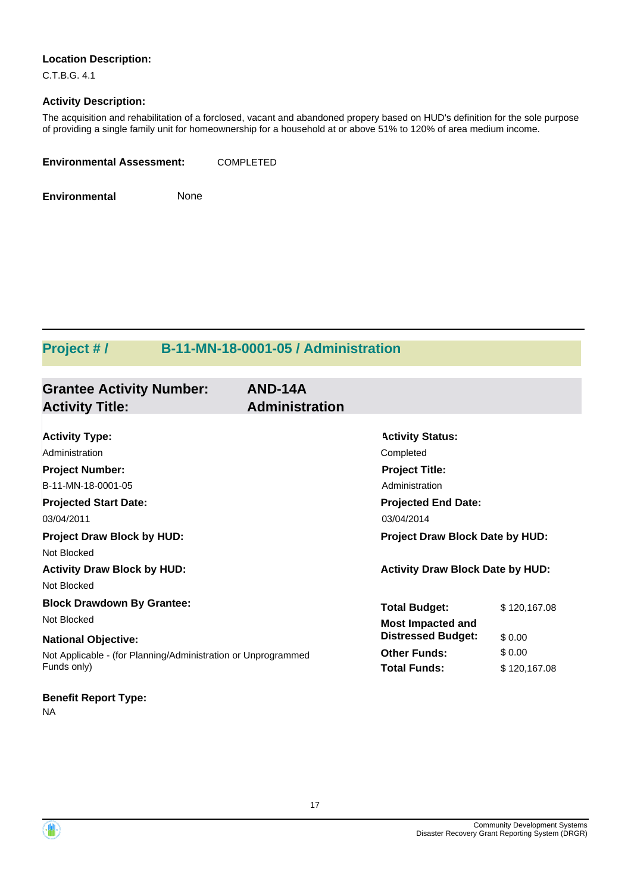**Location Description:**

C.T.B.G. 4.1

**Activity Description:**

The acquisition and rehabilitation of a forclosed, vacant and abandoned propery based on HUD's definition for the sole purpose of providing a single family unit for homeownership for a household at or above 51% to 120% of area medium income.

**Environmental Assessment:** COMPLETED

**Environmental** None

## Project # / B-11-MN-18-0001-05 / Administration

### Grantee Activity Number: AND-14A
### Activity Title: Administration

**Activity Type:**
Administration

**Activity Status:**
Completed

**Project Number:**
B-11-MN-18-0001-05

**Project Title:**
Administration

**Projected Start Date:**
03/04/2011

**Projected End Date:**
03/04/2014

**Project Draw Block by HUD:**
Not Blocked

**Project Draw Block Date by HUD:**

**Activity Draw Block by HUD:**
Not Blocked

**Activity Draw Block Date by HUD:**

**Block Drawdown By Grantee:**
Not Blocked

**National Objective:**
Not Applicable - (for Planning/Administration or Unprogrammed Funds only)

| | |
|---|---|
| **Total Budget:** | $ 120,167.08 |
| **Most Impacted and Distressed Budget:** | $ 0.00 |
| **Other Funds:** | $ 0.00 |
| **Total Funds:** | $ 120,167.08 |

**Benefit Report Type:**
NA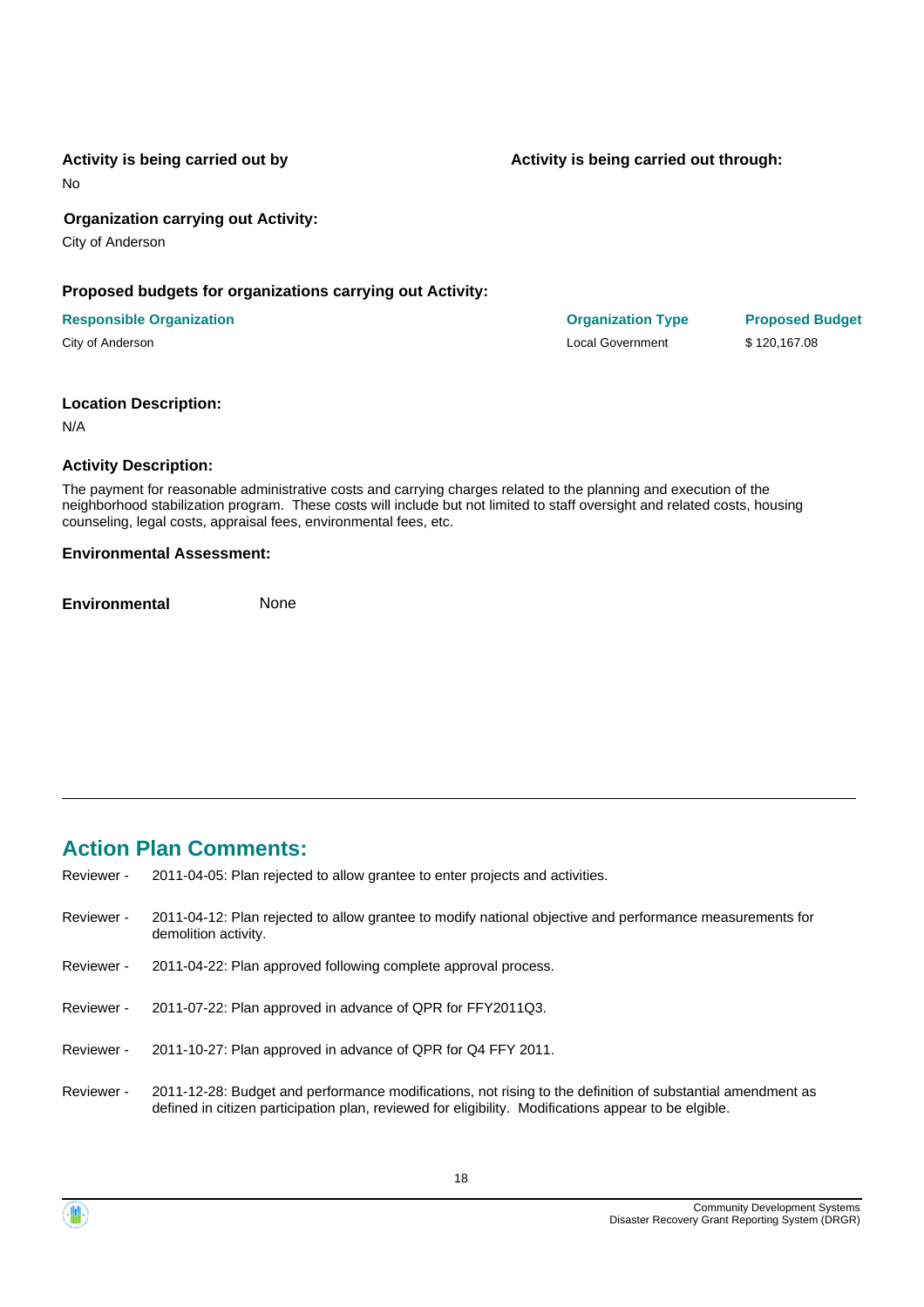**Activity is being carried out by**

No

**Activity is being carried out through:**

**Organization carrying out Activity:**

City of Anderson

**Proposed budgets for organizations carrying out Activity:**

| Responsible Organization | Organization Type | Proposed Budget |
|---|---|---|
| City of Anderson | Local Government | $ 120,167.08 |

**Location Description:**

N/A

**Activity Description:**

The payment for reasonable administrative costs and carrying charges related to the planning and execution of the neighborhood stabilization program. These costs will include but not limited to staff oversight and related costs, housing counseling, legal costs, appraisal fees, environmental fees, etc.

**Environmental Assessment:**

**Environmental** None

## Action Plan Comments:

Reviewer - 2011-04-05: Plan rejected to allow grantee to enter projects and activities.

Reviewer - 2011-04-12: Plan rejected to allow grantee to modify national objective and performance measurements for demolition activity.

Reviewer - 2011-04-22: Plan approved following complete approval process.

Reviewer - 2011-07-22: Plan approved in advance of QPR for FFY2011Q3.

Reviewer - 2011-10-27: Plan approved in advance of QPR for Q4 FFY 2011.

Reviewer - 2011-12-28: Budget and performance modifications, not rising to the definition of substantial amendment as defined in citizen participation plan, reviewed for eligibility. Modifications appear to be elgible.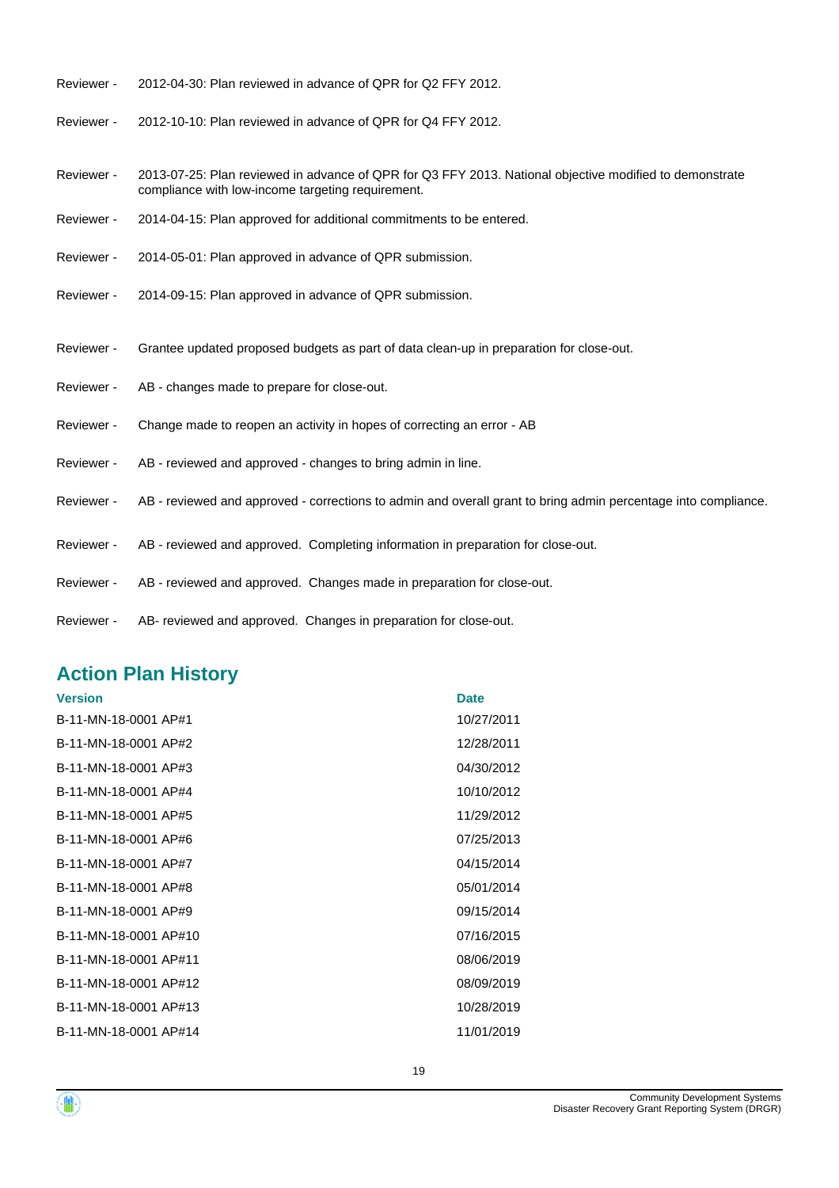Reviewer - 2012-04-30: Plan reviewed in advance of QPR for Q2 FFY 2012.

Reviewer - 2012-10-10: Plan reviewed in advance of QPR for Q4 FFY 2012.

Reviewer - 2013-07-25: Plan reviewed in advance of QPR for Q3 FFY 2013. National objective modified to demonstrate compliance with low-income targeting requirement.

Reviewer - 2014-04-15: Plan approved for additional commitments to be entered.

Reviewer - 2014-05-01: Plan approved in advance of QPR submission.

Reviewer - 2014-09-15: Plan approved in advance of QPR submission.

Reviewer - Grantee updated proposed budgets as part of data clean-up in preparation for close-out.

Reviewer - AB - changes made to prepare for close-out.

Reviewer - Change made to reopen an activity in hopes of correcting an error - AB

Reviewer - AB - reviewed and approved - changes to bring admin in line.

Reviewer - AB - reviewed and approved - corrections to admin and overall grant to bring admin percentage into compliance.

Reviewer - AB - reviewed and approved. Completing information in preparation for close-out.

Reviewer - AB - reviewed and approved. Changes made in preparation for close-out.

Reviewer - AB- reviewed and approved. Changes in preparation for close-out.

## Action Plan History

| Version | Date |
|---|---|
| B-11-MN-18-0001 AP#1 | 10/27/2011 |
| B-11-MN-18-0001 AP#2 | 12/28/2011 |
| B-11-MN-18-0001 AP#3 | 04/30/2012 |
| B-11-MN-18-0001 AP#4 | 10/10/2012 |
| B-11-MN-18-0001 AP#5 | 11/29/2012 |
| B-11-MN-18-0001 AP#6 | 07/25/2013 |
| B-11-MN-18-0001 AP#7 | 04/15/2014 |
| B-11-MN-18-0001 AP#8 | 05/01/2014 |
| B-11-MN-18-0001 AP#9 | 09/15/2014 |
| B-11-MN-18-0001 AP#10 | 07/16/2015 |
| B-11-MN-18-0001 AP#11 | 08/06/2019 |
| B-11-MN-18-0001 AP#12 | 08/09/2019 |
| B-11-MN-18-0001 AP#13 | 10/28/2019 |
| B-11-MN-18-0001 AP#14 | 11/01/2019 |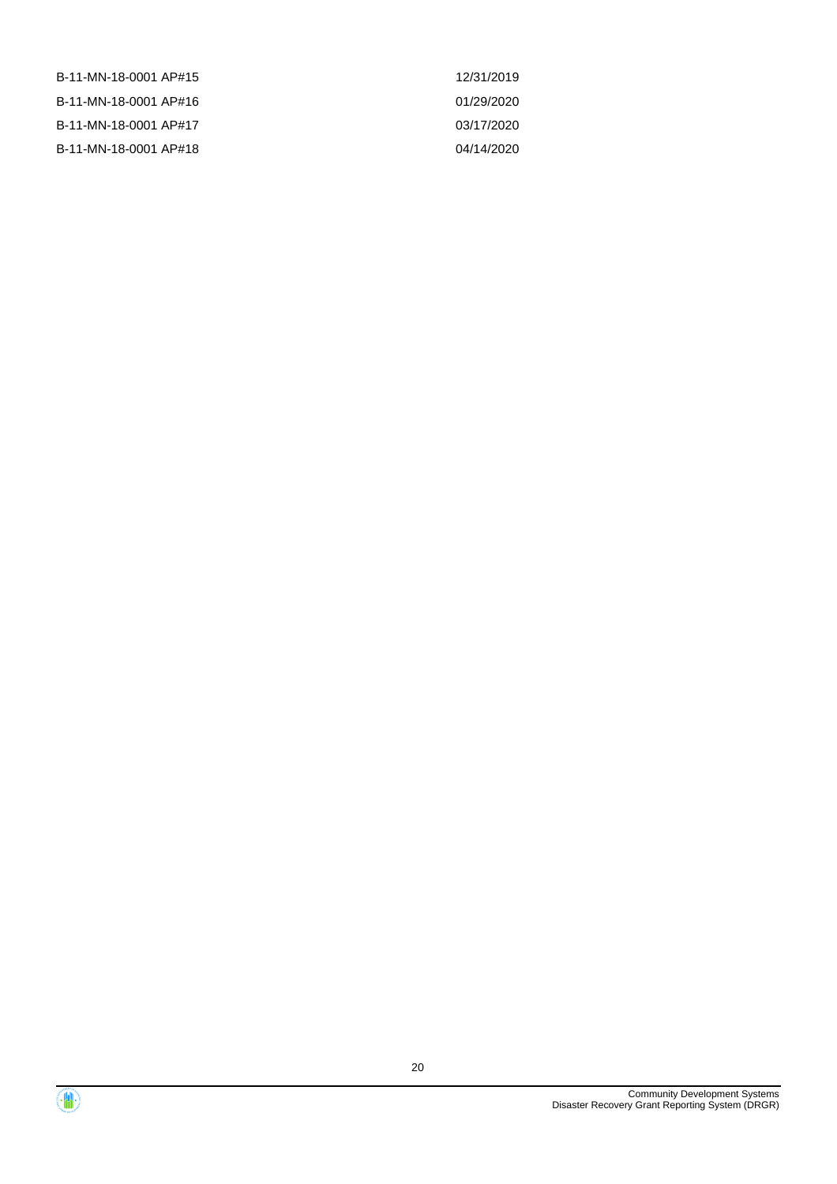| | |
|---|---|
| B-11-MN-18-0001 AP#15 | 12/31/2019 |
| B-11-MN-18-0001 AP#16 | 01/29/2020 |
| B-11-MN-18-0001 AP#17 | 03/17/2020 |
| B-11-MN-18-0001 AP#18 | 04/14/2020 |